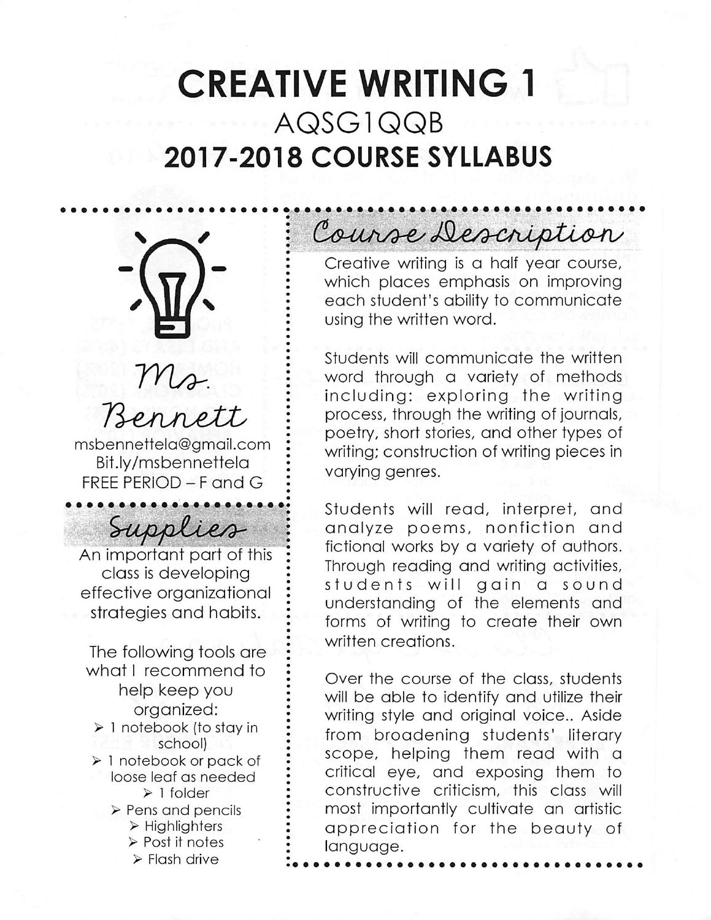# CREATIVE WRITING 1

## AQSG1QQB

## 2017-2018 COURSE SYLLABUS

**Ms. Bennett**

msbennettela@gmail.com
Bit.ly/msbennettela
FREE PERIOD – F and G

## Supplies

An important part of this class is developing effective organizational strategies and habits.

The following tools are what I recommend to help keep you organized:

- 1 notebook (to stay in school)
- 1 notebook or pack of loose leaf as needed
- 1 folder
- Pens and pencils
- Highlighters
- Post it notes
- Flash drive

## Course Description

Creative writing is a half year course, which places emphasis on improving each student's ability to communicate using the written word.

Students will communicate the written word through a variety of methods including: exploring the writing process, through the writing of journals, poetry, short stories, and other types of writing; construction of writing pieces in varying genres.

Students will read, interpret, and analyze poems, nonfiction and fictional works by a variety of authors. Through reading and writing activities, students will gain a sound understanding of the elements and forms of writing to create their own written creations.

Over the course of the class, students will be able to identify and utilize their writing style and original voice.. Aside from broadening students' literary scope, helping them read with a critical eye, and exposing them to constructive criticism, this class will most importantly cultivate an artistic appreciation for the beauty of language.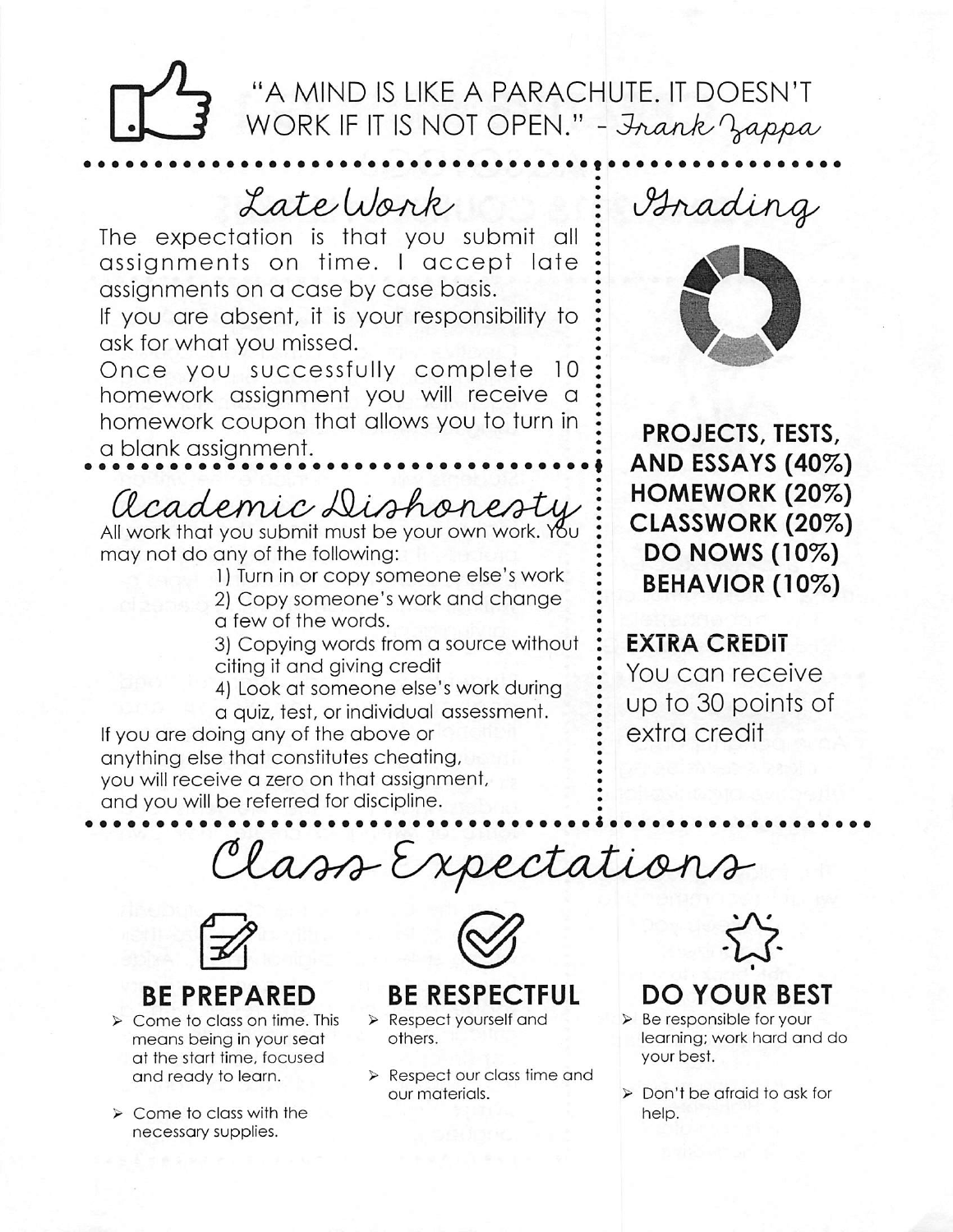"A MIND IS LIKE A PARACHUTE. IT DOESN'T WORK IF IT IS NOT OPEN." - *Frank Zappa*

## Late Work

The expectation is that you submit all assignments on time. I accept late assignments on a case by case basis.

If you are absent, it is your responsibility to ask for what you missed.

Once you successfully complete 10 homework assignment you will receive a homework coupon that allows you to turn in a blank assignment.

## Academic Dishonesty

All work that you submit must be your own work. You may not do any of the following:

1) Turn in or copy someone else's work
2) Copy someone's work and change a few of the words.
3) Copying words from a source without citing it and giving credit
4) Look at someone else's work during a quiz, test, or individual assessment.

If you are doing any of the above or anything else that constitutes cheating, you will receive a zero on that assignment, and you will be referred for discipline.

## Grading

**PROJECTS, TESTS, AND ESSAYS (40%)**
**HOMEWORK (20%)**
**CLASSWORK (20%)**
**DO NOWS (10%)**
**BEHAVIOR (10%)**

**EXTRA CREDIT**

You can receive up to 30 points of extra credit

## Class Expectations

### BE PREPARED

- Come to class on time. This means being in your seat at the start time, focused and ready to learn.
- Come to class with the necessary supplies.

### BE RESPECTFUL

- Respect yourself and others.
- Respect our class time and our materials.

### DO YOUR BEST

- Be responsible for your learning; work hard and do your best.
- Don't be afraid to ask for help.